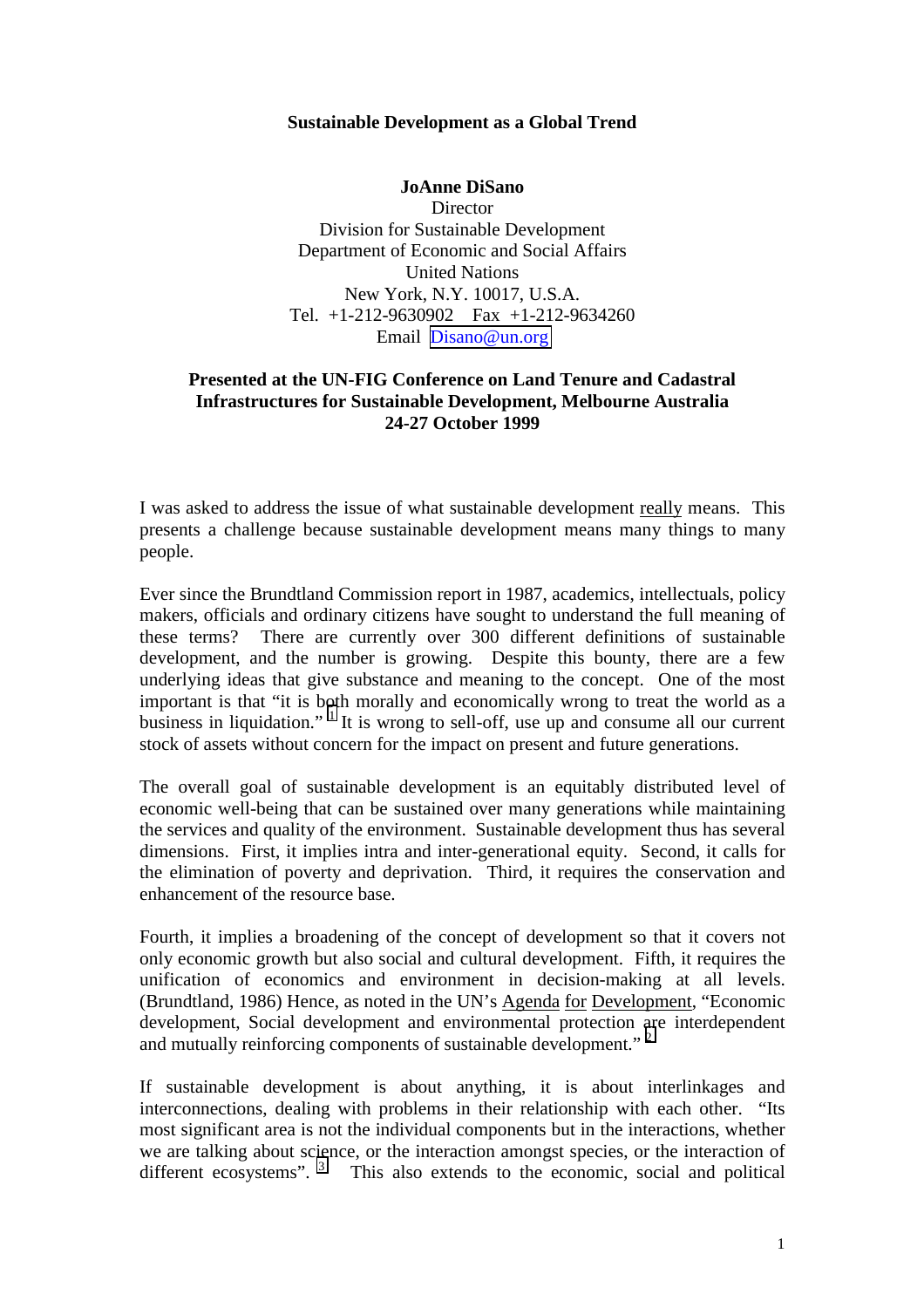# Sustainable Development as a Global Trend

**JoAnne DiSano**
Director
Division for Sustainable Development
Department of Economic and Social Affairs
United Nations
New York, N.Y. 10017, U.S.A.
Tel. +1-212-9630902 Fax +1-212-9634260
Email Disano@un.org

**Presented at the UN-FIG Conference on Land Tenure and Cadastral Infrastructures for Sustainable Development, Melbourne Australia 24-27 October 1999**

I was asked to address the issue of what sustainable development really means. This presents a challenge because sustainable development means many things to many people.

Ever since the Brundtland Commission report in 1987, academics, intellectuals, policy makers, officials and ordinary citizens have sought to understand the full meaning of these terms? There are currently over 300 different definitions of sustainable development, and the number is growing. Despite this bounty, there are a few underlying ideas that give substance and meaning to the concept. One of the most important is that "it is both morally and economically wrong to treat the world as a business in liquidation." [1] It is wrong to sell-off, use up and consume all our current stock of assets without concern for the impact on present and future generations.

The overall goal of sustainable development is an equitably distributed level of economic well-being that can be sustained over many generations while maintaining the services and quality of the environment. Sustainable development thus has several dimensions. First, it implies intra and inter-generational equity. Second, it calls for the elimination of poverty and deprivation. Third, it requires the conservation and enhancement of the resource base.

Fourth, it implies a broadening of the concept of development so that it covers not only economic growth but also social and cultural development. Fifth, it requires the unification of economics and environment in decision-making at all levels. (Brundtland, 1986) Hence, as noted in the UN's Agenda for Development, "Economic development, Social development and environmental protection are interdependent and mutually reinforcing components of sustainable development." [2]

If sustainable development is about anything, it is about interlinkages and interconnections, dealing with problems in their relationship with each other. "Its most significant area is not the individual components but in the interactions, whether we are talking about science, or the interaction amongst species, or the interaction of different ecosystems". [3] This also extends to the economic, social and political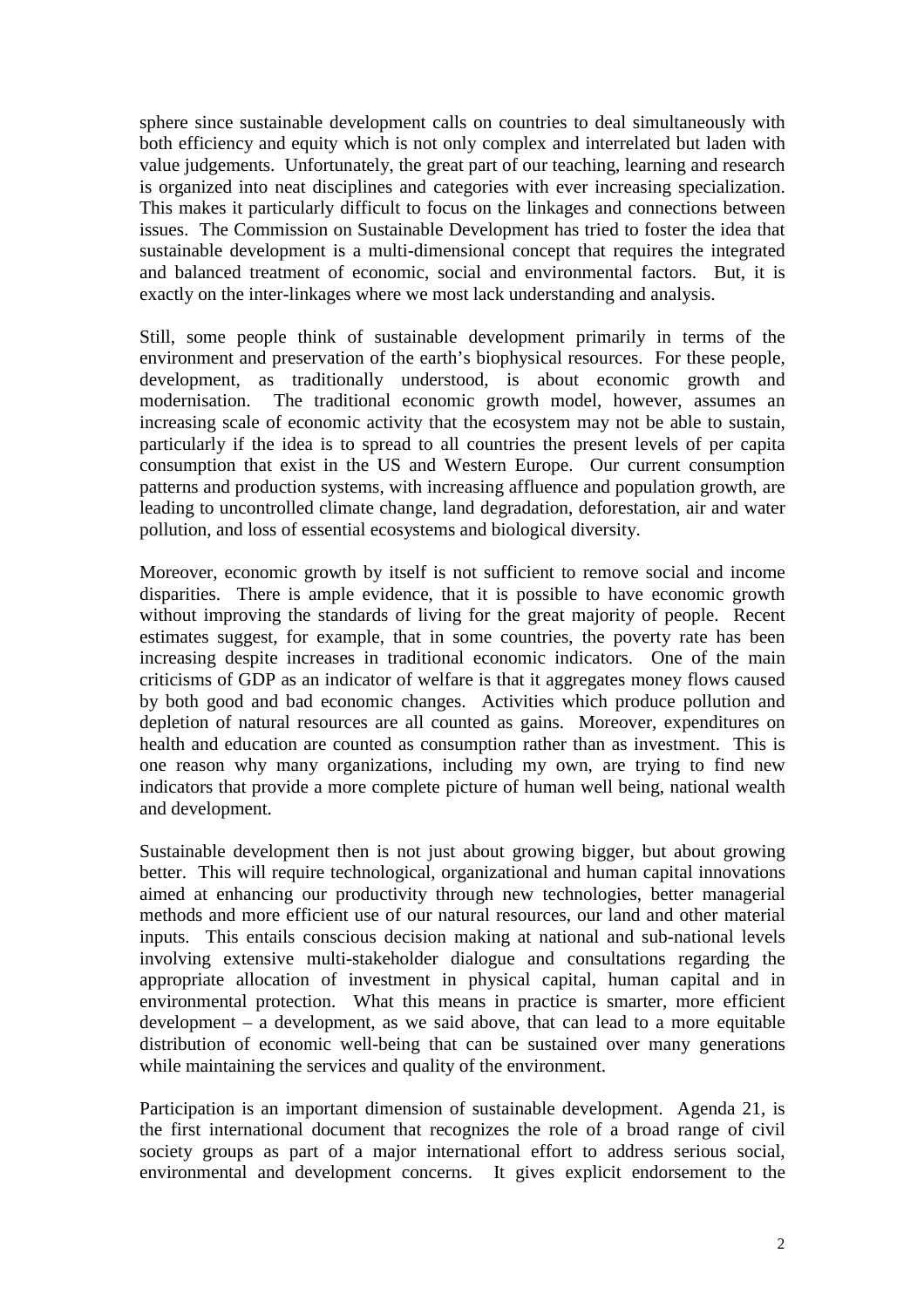sphere since sustainable development calls on countries to deal simultaneously with both efficiency and equity which is not only complex and interrelated but laden with value judgements. Unfortunately, the great part of our teaching, learning and research is organized into neat disciplines and categories with ever increasing specialization. This makes it particularly difficult to focus on the linkages and connections between issues. The Commission on Sustainable Development has tried to foster the idea that sustainable development is a multi-dimensional concept that requires the integrated and balanced treatment of economic, social and environmental factors. But, it is exactly on the inter-linkages where we most lack understanding and analysis.

Still, some people think of sustainable development primarily in terms of the environment and preservation of the earth's biophysical resources. For these people, development, as traditionally understood, is about economic growth and modernisation. The traditional economic growth model, however, assumes an increasing scale of economic activity that the ecosystem may not be able to sustain, particularly if the idea is to spread to all countries the present levels of per capita consumption that exist in the US and Western Europe. Our current consumption patterns and production systems, with increasing affluence and population growth, are leading to uncontrolled climate change, land degradation, deforestation, air and water pollution, and loss of essential ecosystems and biological diversity.

Moreover, economic growth by itself is not sufficient to remove social and income disparities. There is ample evidence, that it is possible to have economic growth without improving the standards of living for the great majority of people. Recent estimates suggest, for example, that in some countries, the poverty rate has been increasing despite increases in traditional economic indicators. One of the main criticisms of GDP as an indicator of welfare is that it aggregates money flows caused by both good and bad economic changes. Activities which produce pollution and depletion of natural resources are all counted as gains. Moreover, expenditures on health and education are counted as consumption rather than as investment. This is one reason why many organizations, including my own, are trying to find new indicators that provide a more complete picture of human well being, national wealth and development.

Sustainable development then is not just about growing bigger, but about growing better. This will require technological, organizational and human capital innovations aimed at enhancing our productivity through new technologies, better managerial methods and more efficient use of our natural resources, our land and other material inputs. This entails conscious decision making at national and sub-national levels involving extensive multi-stakeholder dialogue and consultations regarding the appropriate allocation of investment in physical capital, human capital and in environmental protection. What this means in practice is smarter, more efficient development – a development, as we said above, that can lead to a more equitable distribution of economic well-being that can be sustained over many generations while maintaining the services and quality of the environment.

Participation is an important dimension of sustainable development. Agenda 21, is the first international document that recognizes the role of a broad range of civil society groups as part of a major international effort to address serious social, environmental and development concerns. It gives explicit endorsement to the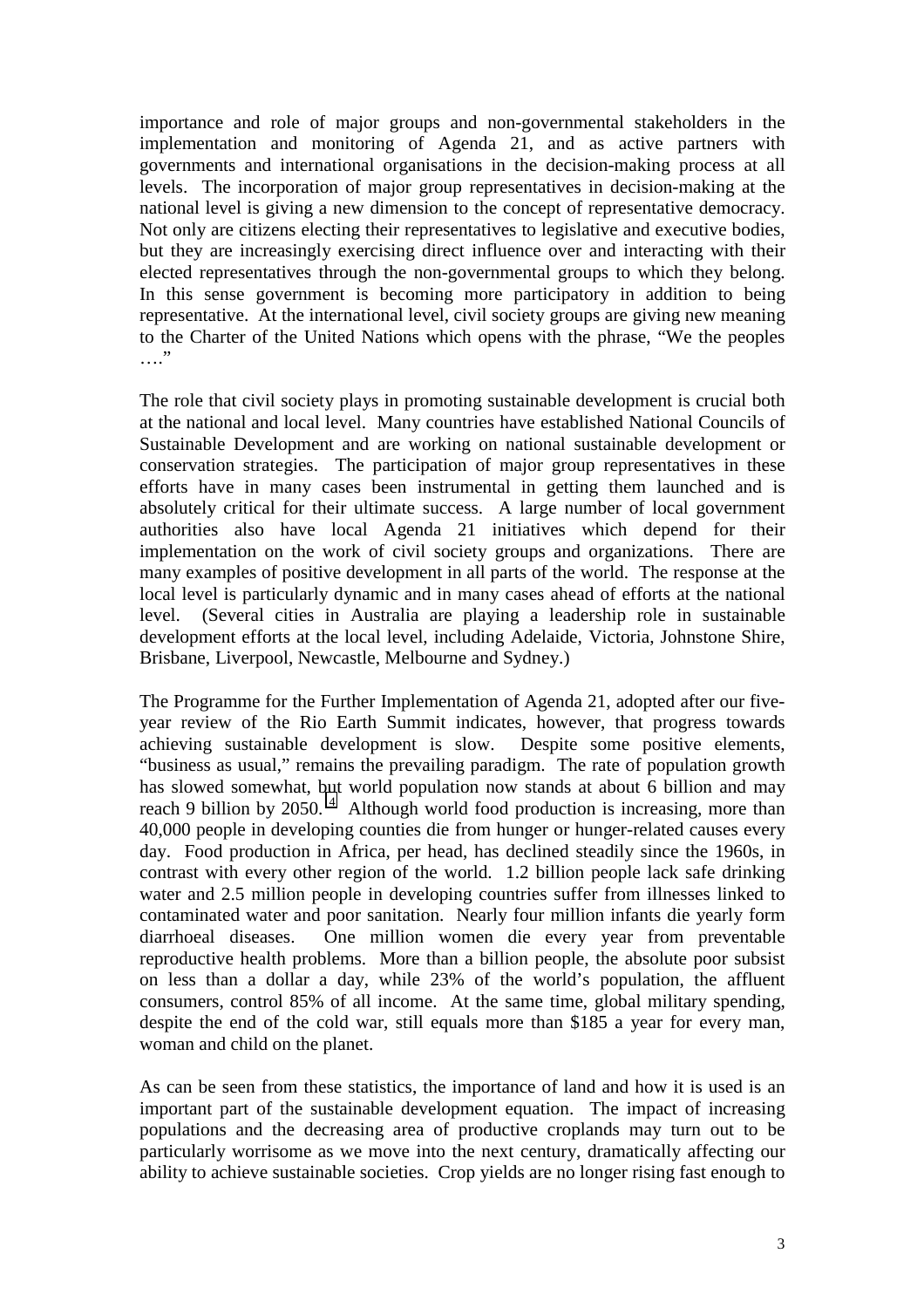importance and role of major groups and non-governmental stakeholders in the implementation and monitoring of Agenda 21, and as active partners with governments and international organisations in the decision-making process at all levels. The incorporation of major group representatives in decision-making at the national level is giving a new dimension to the concept of representative democracy. Not only are citizens electing their representatives to legislative and executive bodies, but they are increasingly exercising direct influence over and interacting with their elected representatives through the non-governmental groups to which they belong. In this sense government is becoming more participatory in addition to being representative. At the international level, civil society groups are giving new meaning to the Charter of the United Nations which opens with the phrase, "We the peoples …."

The role that civil society plays in promoting sustainable development is crucial both at the national and local level. Many countries have established National Councils of Sustainable Development and are working on national sustainable development or conservation strategies. The participation of major group representatives in these efforts have in many cases been instrumental in getting them launched and is absolutely critical for their ultimate success. A large number of local government authorities also have local Agenda 21 initiatives which depend for their implementation on the work of civil society groups and organizations. There are many examples of positive development in all parts of the world. The response at the local level is particularly dynamic and in many cases ahead of efforts at the national level. (Several cities in Australia are playing a leadership role in sustainable development efforts at the local level, including Adelaide, Victoria, Johnstone Shire, Brisbane, Liverpool, Newcastle, Melbourne and Sydney.)

The Programme for the Further Implementation of Agenda 21, adopted after our five-year review of the Rio Earth Summit indicates, however, that progress towards achieving sustainable development is slow. Despite some positive elements, "business as usual," remains the prevailing paradigm. The rate of population growth has slowed somewhat, but world population now stands at about 6 billion and may reach 9 billion by 2050.[4] Although world food production is increasing, more than 40,000 people in developing counties die from hunger or hunger-related causes every day. Food production in Africa, per head, has declined steadily since the 1960s, in contrast with every other region of the world. 1.2 billion people lack safe drinking water and 2.5 million people in developing countries suffer from illnesses linked to contaminated water and poor sanitation. Nearly four million infants die yearly form diarrhoeal diseases. One million women die every year from preventable reproductive health problems. More than a billion people, the absolute poor subsist on less than a dollar a day, while 23% of the world's population, the affluent consumers, control 85% of all income. At the same time, global military spending, despite the end of the cold war, still equals more than $185 a year for every man, woman and child on the planet.

As can be seen from these statistics, the importance of land and how it is used is an important part of the sustainable development equation. The impact of increasing populations and the decreasing area of productive croplands may turn out to be particularly worrisome as we move into the next century, dramatically affecting our ability to achieve sustainable societies. Crop yields are no longer rising fast enough to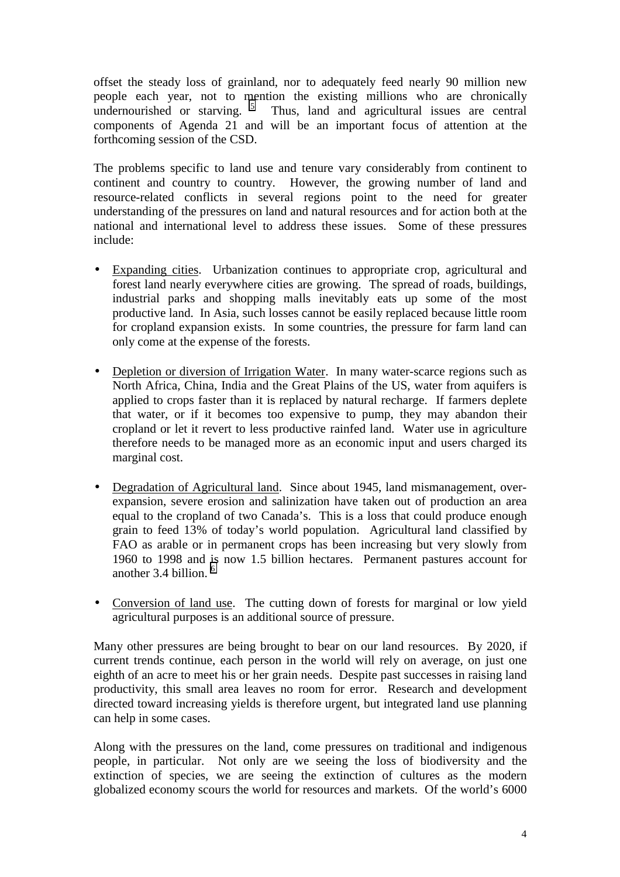offset the steady loss of grainland, nor to adequately feed nearly 90 million new people each year, not to mention the existing millions who are chronically undernourished or starving. [5] Thus, land and agricultural issues are central components of Agenda 21 and will be an important focus of attention at the forthcoming session of the CSD.

The problems specific to land use and tenure vary considerably from continent to continent and country to country. However, the growing number of land and resource-related conflicts in several regions point to the need for greater understanding of the pressures on land and natural resources and for action both at the national and international level to address these issues. Some of these pressures include:

- <u>Expanding cities</u>. Urbanization continues to appropriate crop, agricultural and forest land nearly everywhere cities are growing. The spread of roads, buildings, industrial parks and shopping malls inevitably eats up some of the most productive land. In Asia, such losses cannot be easily replaced because little room for cropland expansion exists. In some countries, the pressure for farm land can only come at the expense of the forests.

- <u>Depletion or diversion of Irrigation Water</u>. In many water-scarce regions such as North Africa, China, India and the Great Plains of the US, water from aquifers is applied to crops faster than it is replaced by natural recharge. If farmers deplete that water, or if it becomes too expensive to pump, they may abandon their cropland or let it revert to less productive rainfed land. Water use in agriculture therefore needs to be managed more as an economic input and users charged its marginal cost.

- <u>Degradation of Agricultural land</u>. Since about 1945, land mismanagement, over-expansion, severe erosion and salinization have taken out of production an area equal to the cropland of two Canada's. This is a loss that could produce enough grain to feed 13% of today's world population. Agricultural land classified by FAO as arable or in permanent crops has been increasing but very slowly from 1960 to 1998 and is now 1.5 billion hectares. Permanent pastures account for another 3.4 billion. [6]

- <u>Conversion of land use</u>. The cutting down of forests for marginal or low yield agricultural purposes is an additional source of pressure.

Many other pressures are being brought to bear on our land resources. By 2020, if current trends continue, each person in the world will rely on average, on just one eighth of an acre to meet his or her grain needs. Despite past successes in raising land productivity, this small area leaves no room for error. Research and development directed toward increasing yields is therefore urgent, but integrated land use planning can help in some cases.

Along with the pressures on the land, come pressures on traditional and indigenous people, in particular. Not only are we seeing the loss of biodiversity and the extinction of species, we are seeing the extinction of cultures as the modern globalized economy scours the world for resources and markets. Of the world's 6000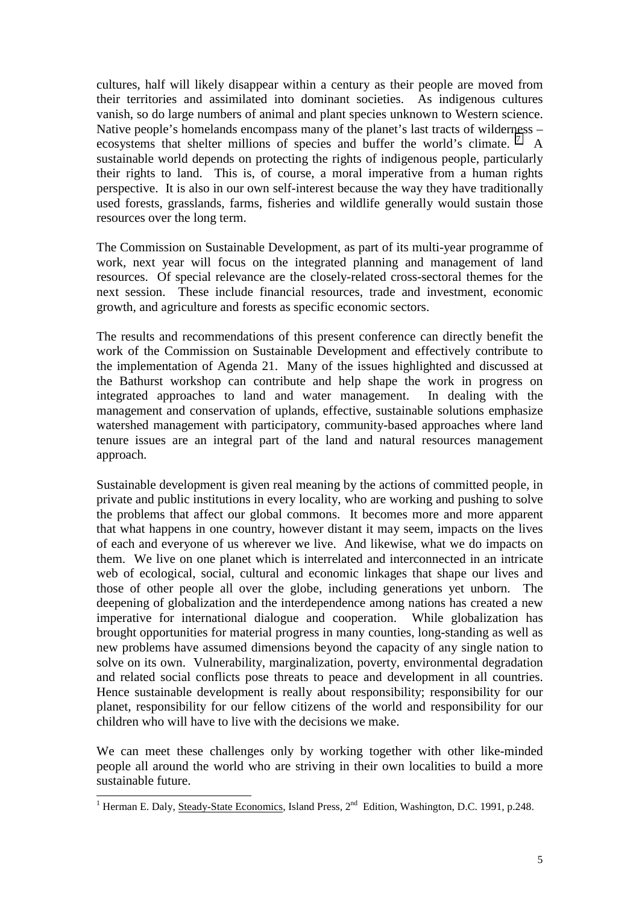cultures, half will likely disappear within a century as their people are moved from their territories and assimilated into dominant societies. As indigenous cultures vanish, so do large numbers of animal and plant species unknown to Western science. Native people's homelands encompass many of the planet's last tracts of wilderness – ecosystems that shelter millions of species and buffer the world's climate. [7] A sustainable world depends on protecting the rights of indigenous people, particularly their rights to land. This is, of course, a moral imperative from a human rights perspective. It is also in our own self-interest because the way they have traditionally used forests, grasslands, farms, fisheries and wildlife generally would sustain those resources over the long term.

The Commission on Sustainable Development, as part of its multi-year programme of work, next year will focus on the integrated planning and management of land resources. Of special relevance are the closely-related cross-sectoral themes for the next session. These include financial resources, trade and investment, economic growth, and agriculture and forests as specific economic sectors.

The results and recommendations of this present conference can directly benefit the work of the Commission on Sustainable Development and effectively contribute to the implementation of Agenda 21. Many of the issues highlighted and discussed at the Bathurst workshop can contribute and help shape the work in progress on integrated approaches to land and water management. In dealing with the management and conservation of uplands, effective, sustainable solutions emphasize watershed management with participatory, community-based approaches where land tenure issues are an integral part of the land and natural resources management approach.

Sustainable development is given real meaning by the actions of committed people, in private and public institutions in every locality, who are working and pushing to solve the problems that affect our global commons. It becomes more and more apparent that what happens in one country, however distant it may seem, impacts on the lives of each and everyone of us wherever we live. And likewise, what we do impacts on them. We live on one planet which is interrelated and interconnected in an intricate web of ecological, social, cultural and economic linkages that shape our lives and those of other people all over the globe, including generations yet unborn. The deepening of globalization and the interdependence among nations has created a new imperative for international dialogue and cooperation. While globalization has brought opportunities for material progress in many counties, long-standing as well as new problems have assumed dimensions beyond the capacity of any single nation to solve on its own. Vulnerability, marginalization, poverty, environmental degradation and related social conflicts pose threats to peace and development in all countries. Hence sustainable development is really about responsibility; responsibility for our planet, responsibility for our fellow citizens of the world and responsibility for our children who will have to live with the decisions we make.

We can meet these challenges only by working together with other like-minded people all around the world who are striving in their own localities to build a more sustainable future.

---

[1] Herman E. Daly, Steady-State Economics, Island Press, 2nd Edition, Washington, D.C. 1991, p.248.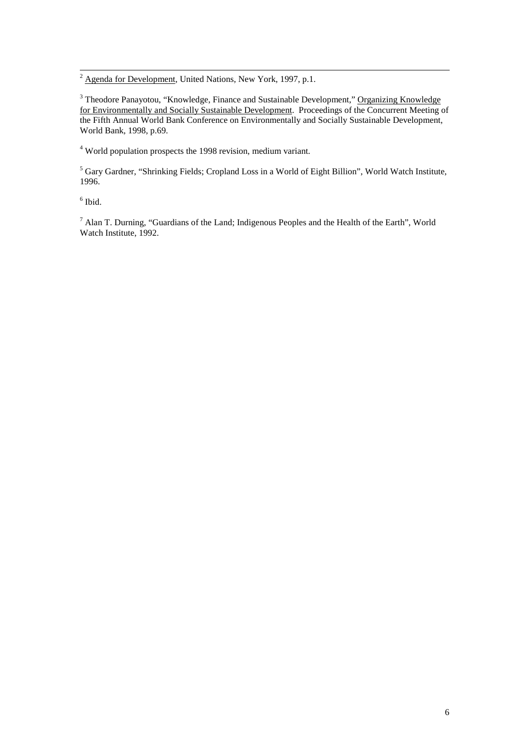[2] Agenda for Development, United Nations, New York, 1997, p.1.

[3] Theodore Panayotou, "Knowledge, Finance and Sustainable Development," Organizing Knowledge for Environmentally and Socially Sustainable Development. Proceedings of the Concurrent Meeting of the Fifth Annual World Bank Conference on Environmentally and Socially Sustainable Development, World Bank, 1998, p.69.

[4] World population prospects the 1998 revision, medium variant.

[5] Gary Gardner, "Shrinking Fields; Cropland Loss in a World of Eight Billion", World Watch Institute, 1996.

[6] Ibid.

[7] Alan T. Durning, "Guardians of the Land; Indigenous Peoples and the Health of the Earth", World Watch Institute, 1992.